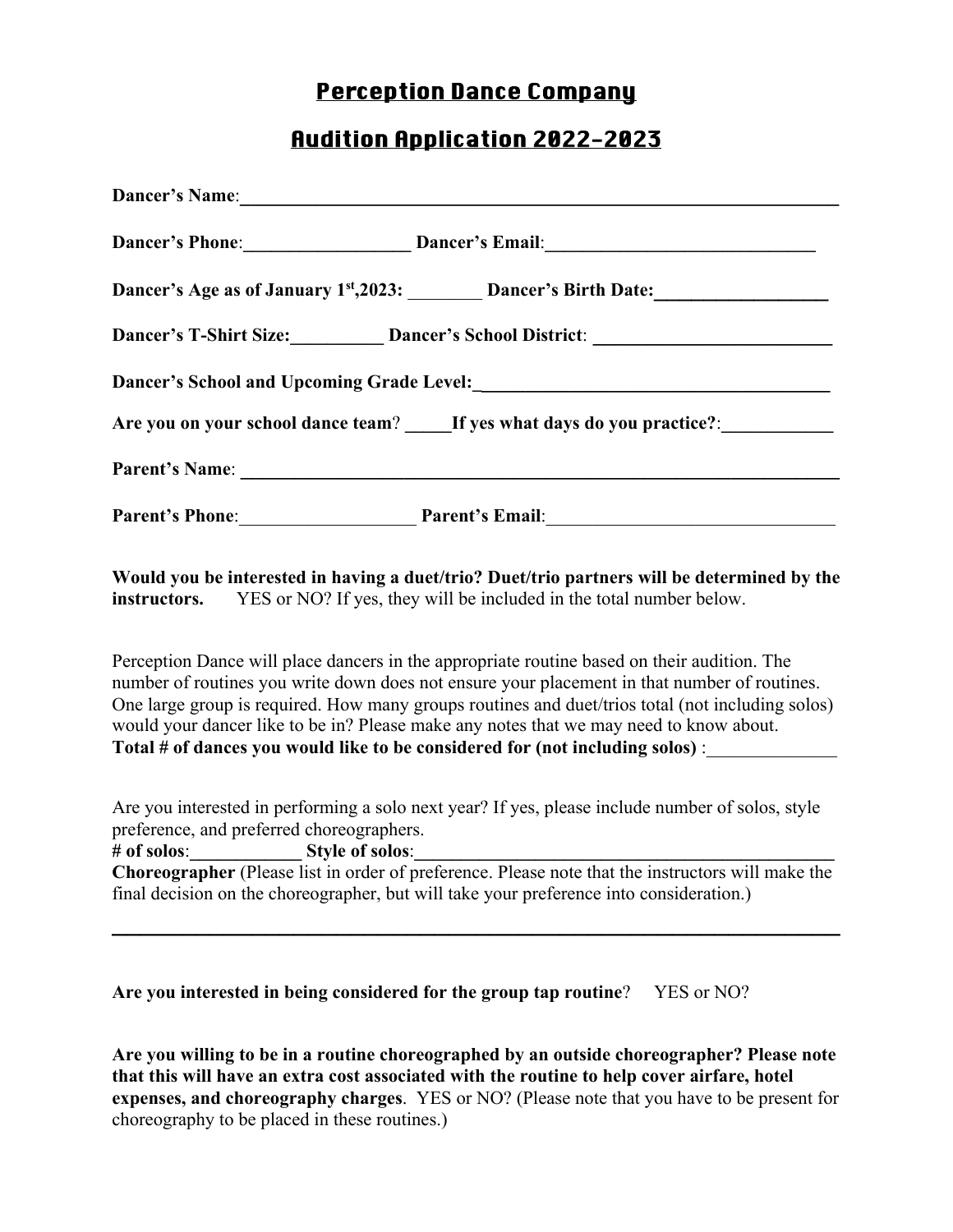# Perception Dance Company

# Audition Application 2022-2023

**Dancer's Name**:\_\_\_\_\_\_\_\_\_\_\_\_\_\_\_\_\_\_\_\_\_\_\_\_\_\_\_\_\_\_\_\_\_\_\_\_\_\_\_\_\_\_\_\_\_\_\_\_\_\_\_\_\_\_\_\_

**Dancer's Phone**:\_\_\_\_\_\_\_\_\_\_\_\_\_\_\_\_\_\_ **Dancer's Email**:\_\_\_\_\_\_\_\_\_\_\_\_\_\_\_\_\_\_\_\_\_\_\_\_\_\_\_\_\_\_

**Dancer's Age as of January 1st,2023:** \_\_\_\_\_\_\_\_ **Dancer's Birth Date:**\_\_\_\_\_\_\_\_\_\_\_\_\_\_\_\_\_\_\_

**Dancer's T-Shirt Size:**\_\_\_\_\_\_\_\_\_\_ **Dancer's School District**: \_\_\_\_\_\_\_\_\_\_\_\_\_\_\_\_\_\_\_\_\_\_\_\_\_\_

**Dancer's School and Upcoming Grade Level:**\_\_\_\_\_\_\_\_\_\_\_\_\_\_\_\_\_\_\_\_\_\_\_\_\_\_\_\_\_\_\_\_\_\_\_\_\_\_\_

**Are you on your school dance team**? \_\_\_\_\_**If yes what days do you practice?**:\_\_\_\_\_\_\_\_\_\_\_\_

**Parent's Name**: \_\_\_\_\_\_\_\_\_\_\_\_\_\_\_\_\_\_\_\_\_\_\_\_\_\_\_\_\_\_\_\_\_\_\_\_\_\_\_\_\_\_\_\_\_\_\_\_\_\_\_\_\_\_\_\_\_\_\_\_

**Parent's Phone**:\_\_\_\_\_\_\_\_\_\_\_\_\_\_\_\_\_\_\_ **Parent's Email**:\_\_\_\_\_\_\_\_\_\_\_\_\_\_\_\_\_\_\_\_\_\_\_\_\_\_\_\_\_\_\_\_

**Would you be interested in having a duet/trio? Duet/trio partners will be determined by the instructors.** YES or NO? If yes, they will be included in the total number below.

Perception Dance will place dancers in the appropriate routine based on their audition. The number of routines you write down does not ensure your placement in that number of routines. One large group is required. How many groups routines and duet/trios total (not including solos) would your dancer like to be in? Please make any notes that we may need to know about.
**Total # of dances you would like to be considered for (not including solos)** :\_\_\_\_\_\_\_\_\_\_\_\_\_\_

Are you interested in performing a solo next year? If yes, please include number of solos, style preference, and preferred choreographers.
**# of solos**:\_\_\_\_\_\_\_\_\_\_\_\_ **Style of solos**:\_\_\_\_\_\_\_\_\_\_\_\_\_\_\_\_\_\_\_\_\_\_\_\_\_\_\_\_\_\_\_\_\_\_\_\_\_\_\_\_\_\_\_\_\_\_
**Choreographer** (Please list in order of preference. Please note that the instructors will make the final decision on the choreographer, but will take your preference into consideration.)

\_\_\_\_\_\_\_\_\_\_\_\_\_\_\_\_\_\_\_\_\_\_\_\_\_\_\_\_\_\_\_\_\_\_\_\_\_\_\_\_\_\_\_\_\_\_\_\_\_\_\_\_\_\_\_\_\_\_\_\_\_\_\_\_\_\_\_\_\_\_\_\_\_\_

**Are you interested in being considered for the group tap routine**? YES or NO?

**Are you willing to be in a routine choreographed by an outside choreographer? Please note that this will have an extra cost associated with the routine to help cover airfare, hotel expenses, and choreography charges**. YES or NO? (Please note that you have to be present for choreography to be placed in these routines.)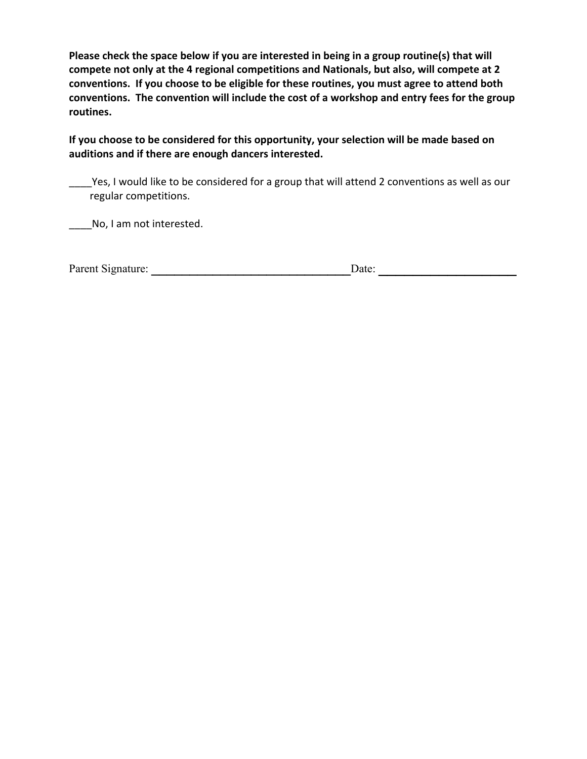**Please check the space below if you are interested in being in a group routine(s) that will compete not only at the 4 regional competitions and Nationals, but also, will compete at 2 conventions. If you choose to be eligible for these routines, you must agree to attend both conventions. The convention will include the cost of a workshop and entry fees for the group routines.**

**If you choose to be considered for this opportunity, your selection will be made based on auditions and if there are enough dancers interested.**

____Yes, I would like to be considered for a group that will attend 2 conventions as well as our regular competitions.

____No, I am not interested.

Parent Signature: ___________________________________ Date: ________________________